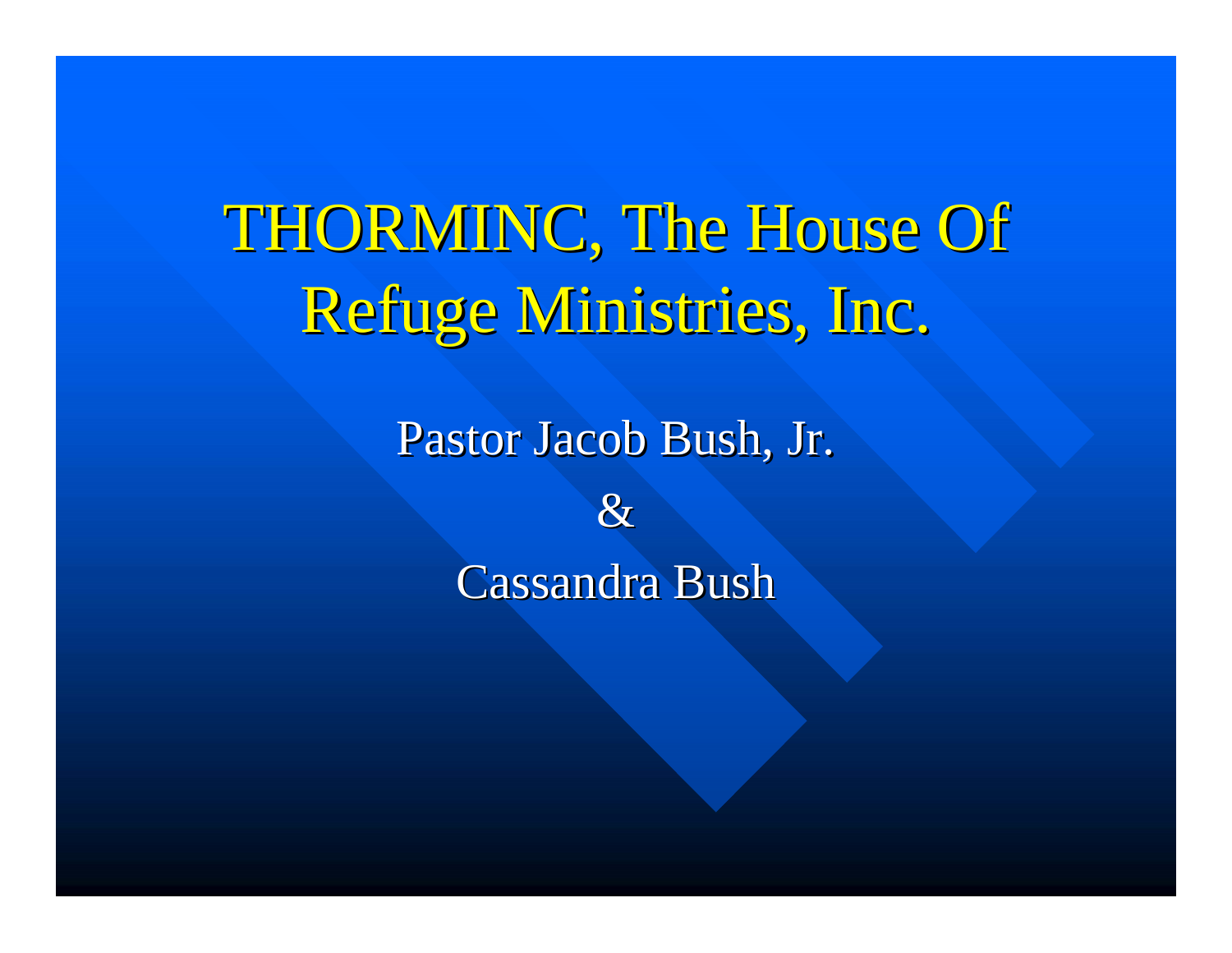# THORMINC, The House Of Refuge Ministries, Inc.

Pastor Jacob Bush, Jr.

&

Cassandra Bush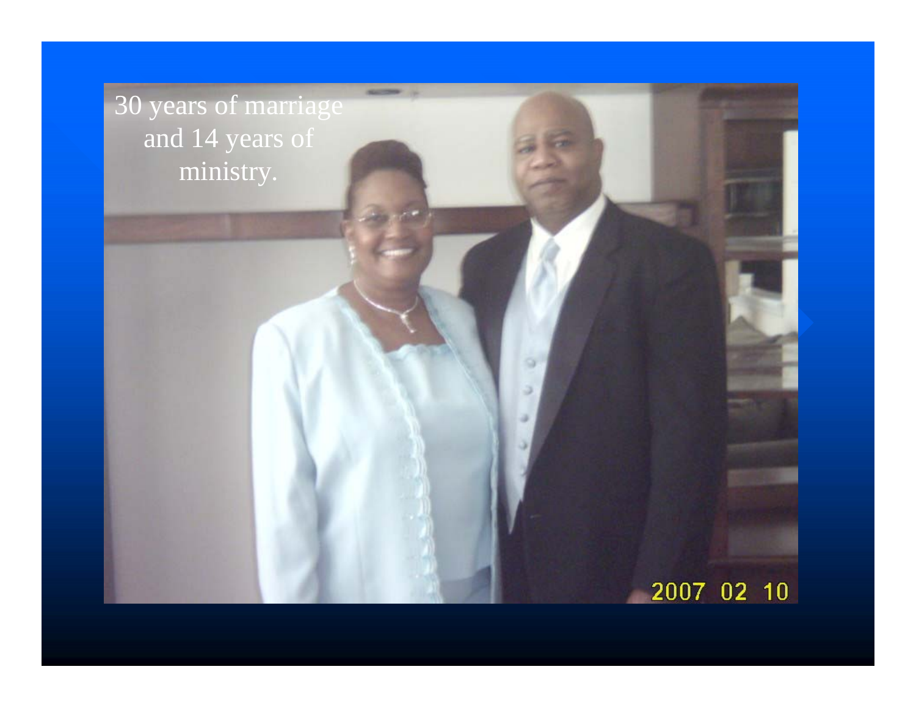30 years of marriage and 14 years of ministry.

2007 02 10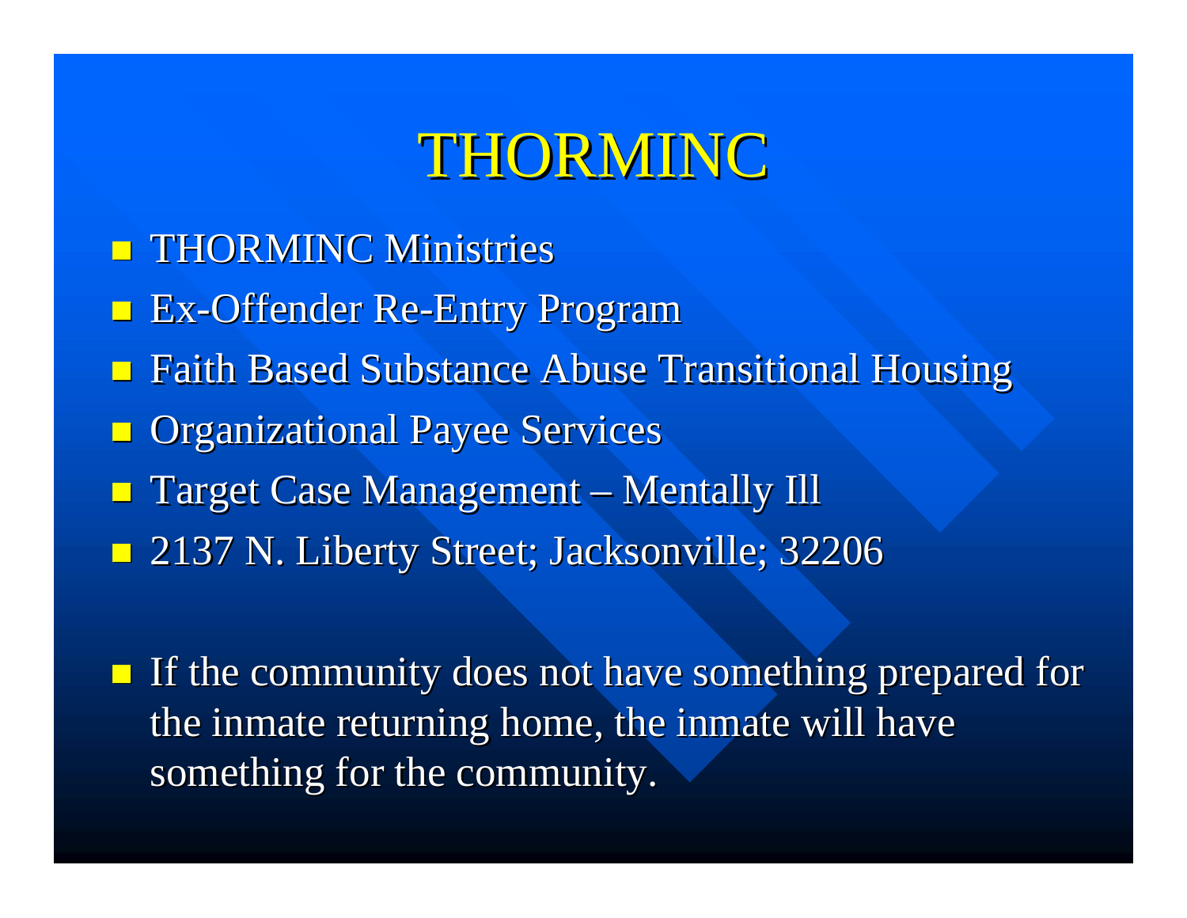# THORMINC

- THORMINC Ministries
- Ex-Offender Re-Entry Program
- Faith Based Substance Abuse Transitional Housing
- Organizational Payee Services
- Target Case Management – Mentally Ill
- 2137 N. Liberty Street; Jacksonville; 32206

- If the community does not have something prepared for the inmate returning home, the inmate will have something for the community.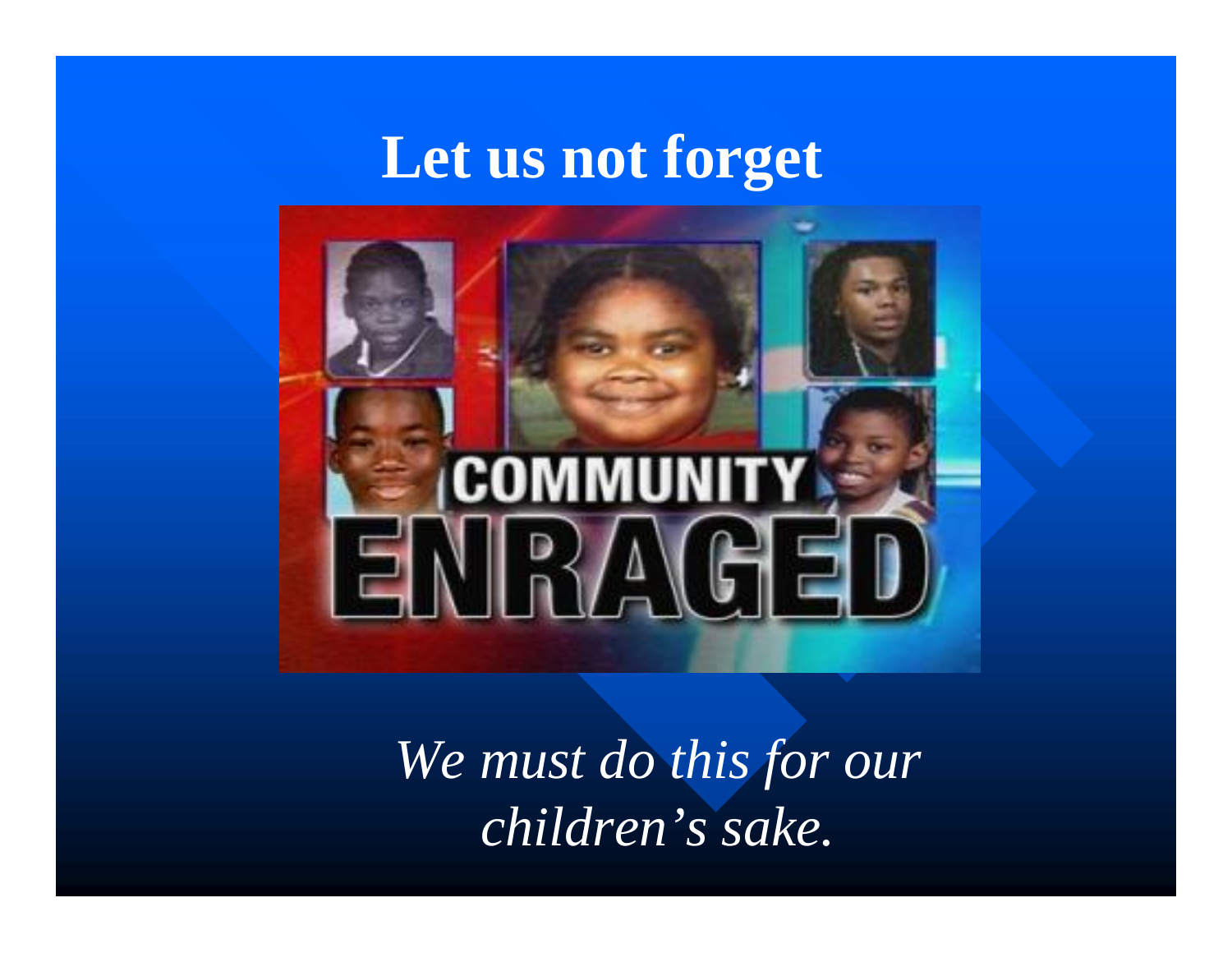# Let us not forget

*We must do this for our children's sake.*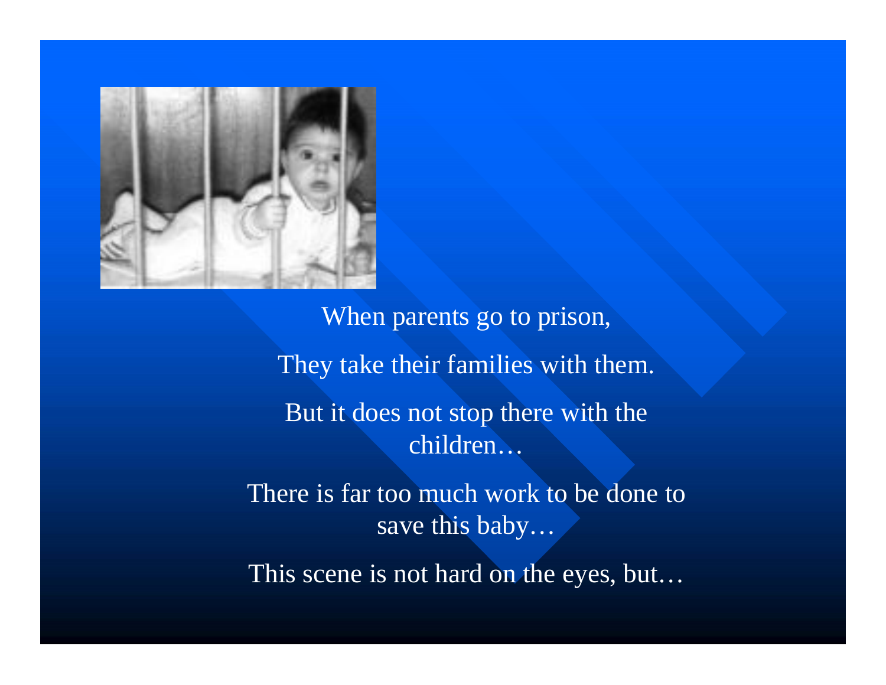When parents go to prison,

They take their families with them.

But it does not stop there with the children…

There is far too much work to be done to save this baby…

This scene is not hard on the eyes, but…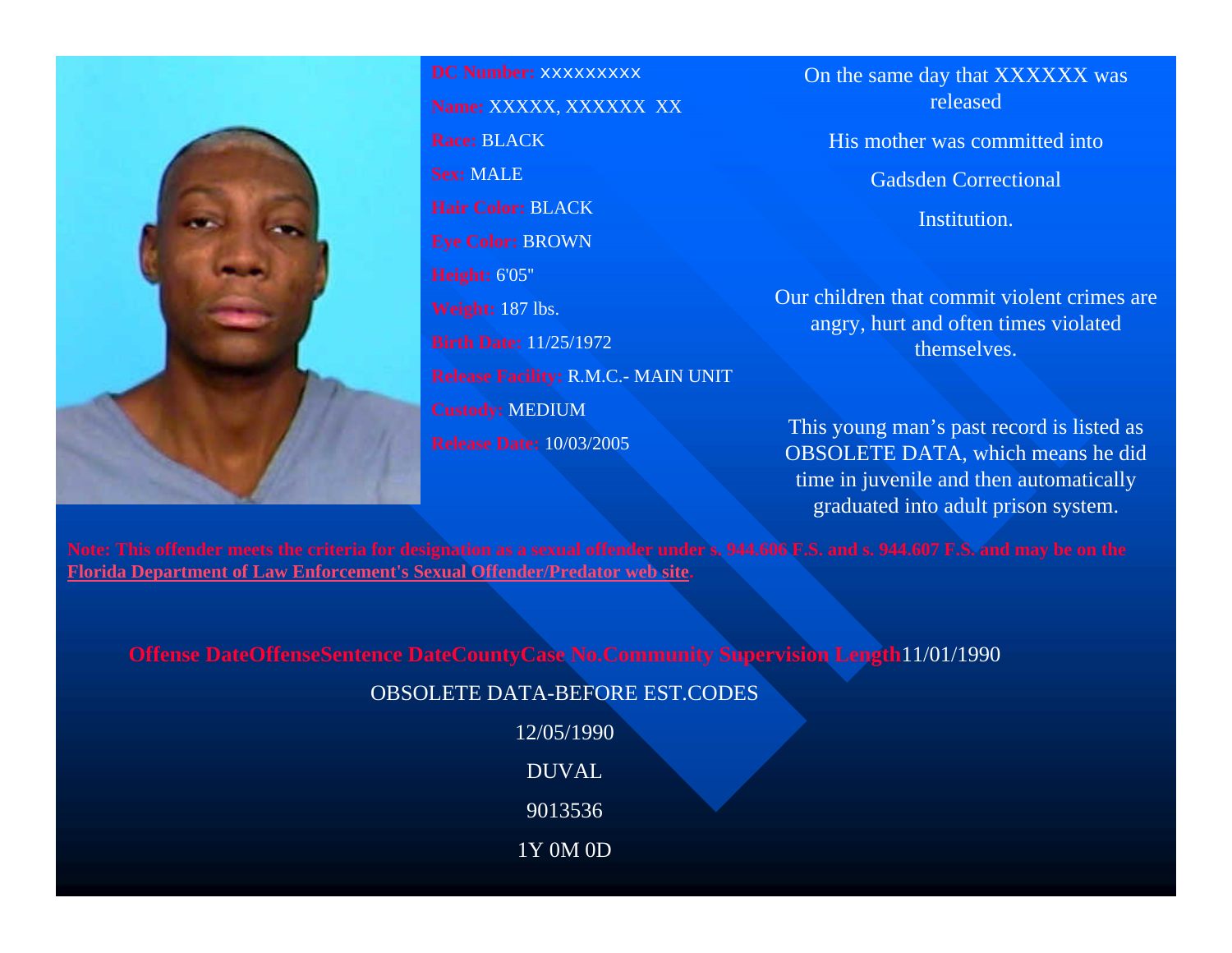DC Number: XXXXXXXXX

Name: XXXXX, XXXXXX XX

Race: BLACK

Sex: MALE

Hair Color: BLACK

Eye Color: BROWN

Height: 6'05"

Weight: 187 lbs.

Birth Date: 11/25/1972

Release Facility: R.M.C.- MAIN UNIT

Custody: MEDIUM

Release Date: 10/03/2005

On the same day that XXXXXX was released

His mother was committed into

Gadsden Correctional

Institution.

Our children that commit violent crimes are angry, hurt and often times violated themselves.

This young man's past record is listed as OBSOLETE DATA, which means he did time in juvenile and then automatically graduated into adult prison system.

**Note: This offender meets the criteria for designation as a sexual offender under s. 944.606 F.S. and s. 944.607 F.S. and may be on the Florida Department of Law Enforcement's Sexual Offender/Predator web site.**

| Offense Date | Offense | Sentence Date | County | Case No. | Community Supervision Length |
|---|---|---|---|---|---|
| 11/01/1990 | OBSOLETE DATA-BEFORE EST.CODES | 12/05/1990 | DUVAL | 9013536 | 1Y 0M 0D |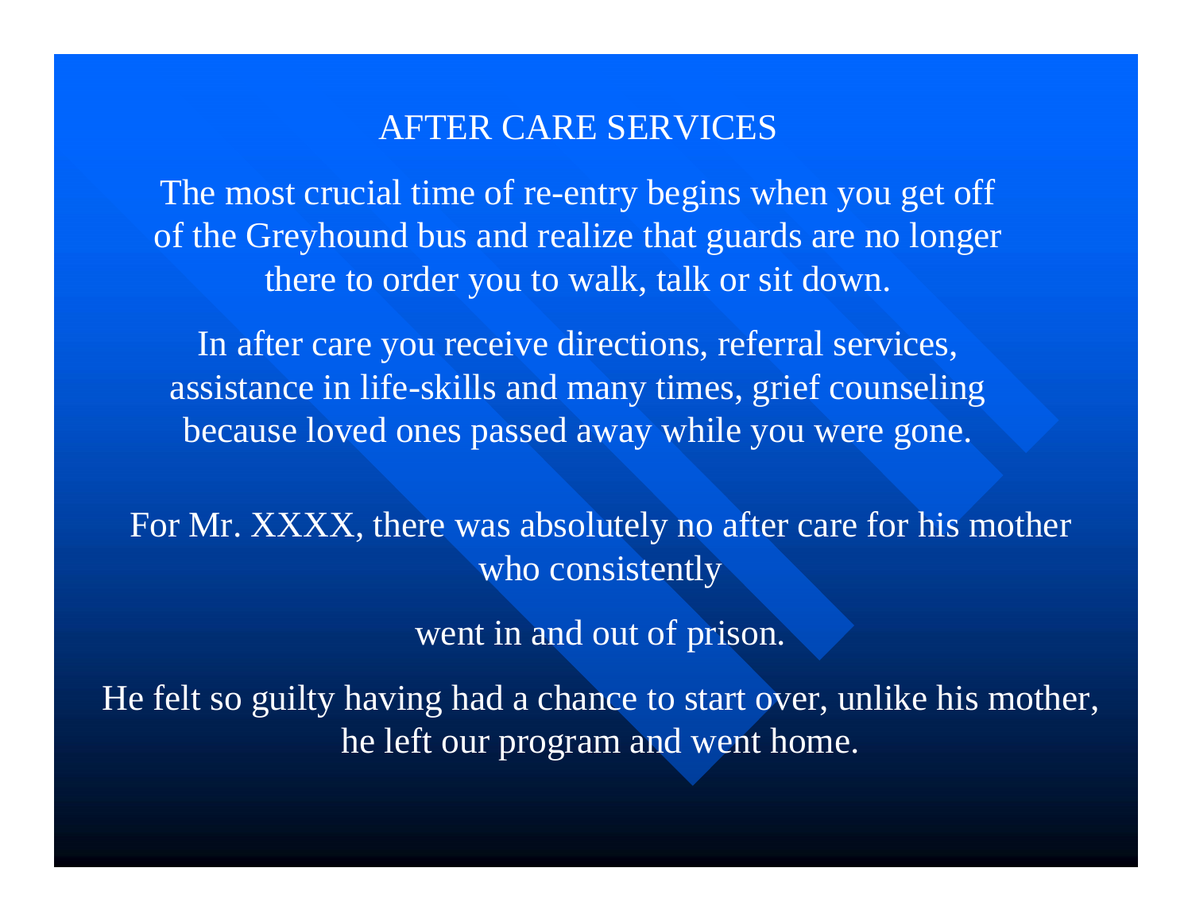# AFTER CARE SERVICES

The most crucial time of re-entry begins when you get off of the Greyhound bus and realize that guards are no longer there to order you to walk, talk or sit down.

In after care you receive directions, referral services, assistance in life-skills and many times, grief counseling because loved ones passed away while you were gone.

For Mr. XXXX, there was absolutely no after care for his mother who consistently

went in and out of prison.

He felt so guilty having had a chance to start over, unlike his mother, he left our program and went home.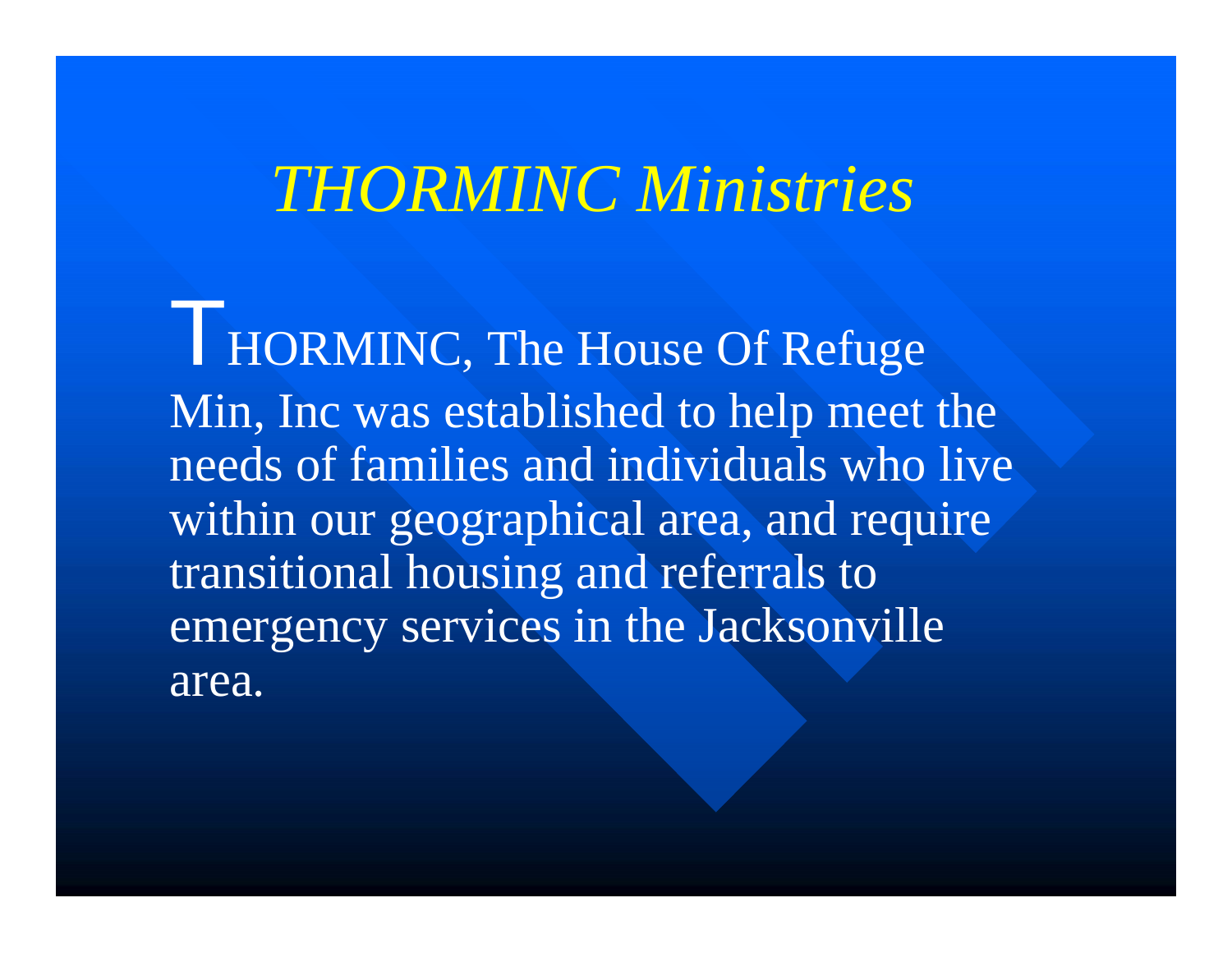# *THORMINC Ministries*

THORMINC, The House Of Refuge Min, Inc was established to help meet the needs of families and individuals who live within our geographical area, and require transitional housing and referrals to emergency services in the Jacksonville area.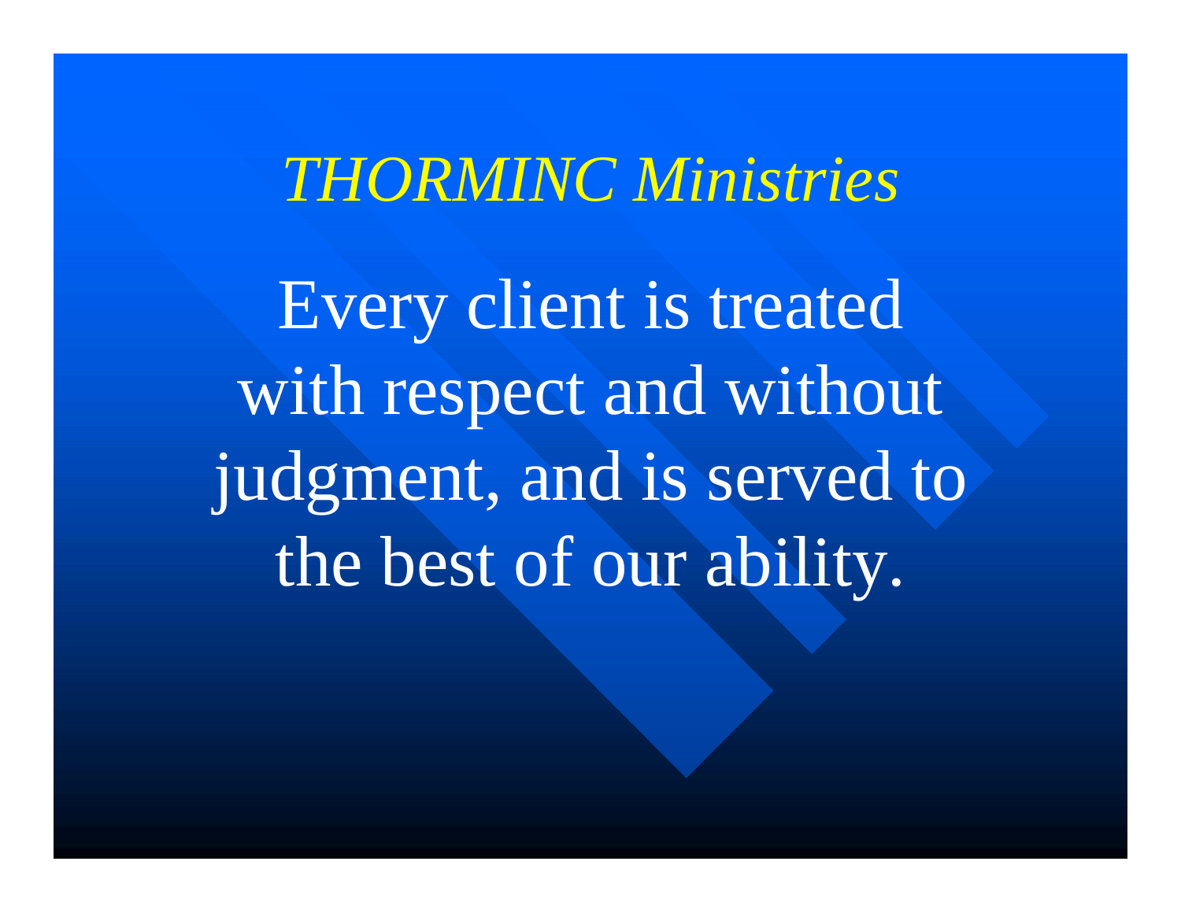*THORMINC Ministries*

Every client is treated with respect and without judgment, and is served to the best of our ability.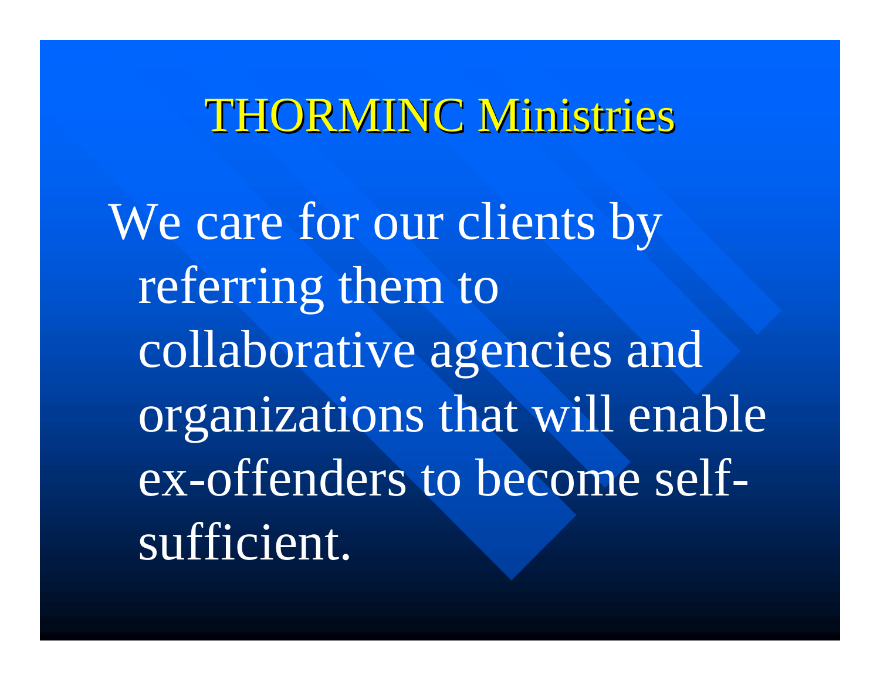# THORMINC Ministries

- We care for our clients by referring them to collaborative agencies and organizations that will enable ex-offenders to become self-sufficient.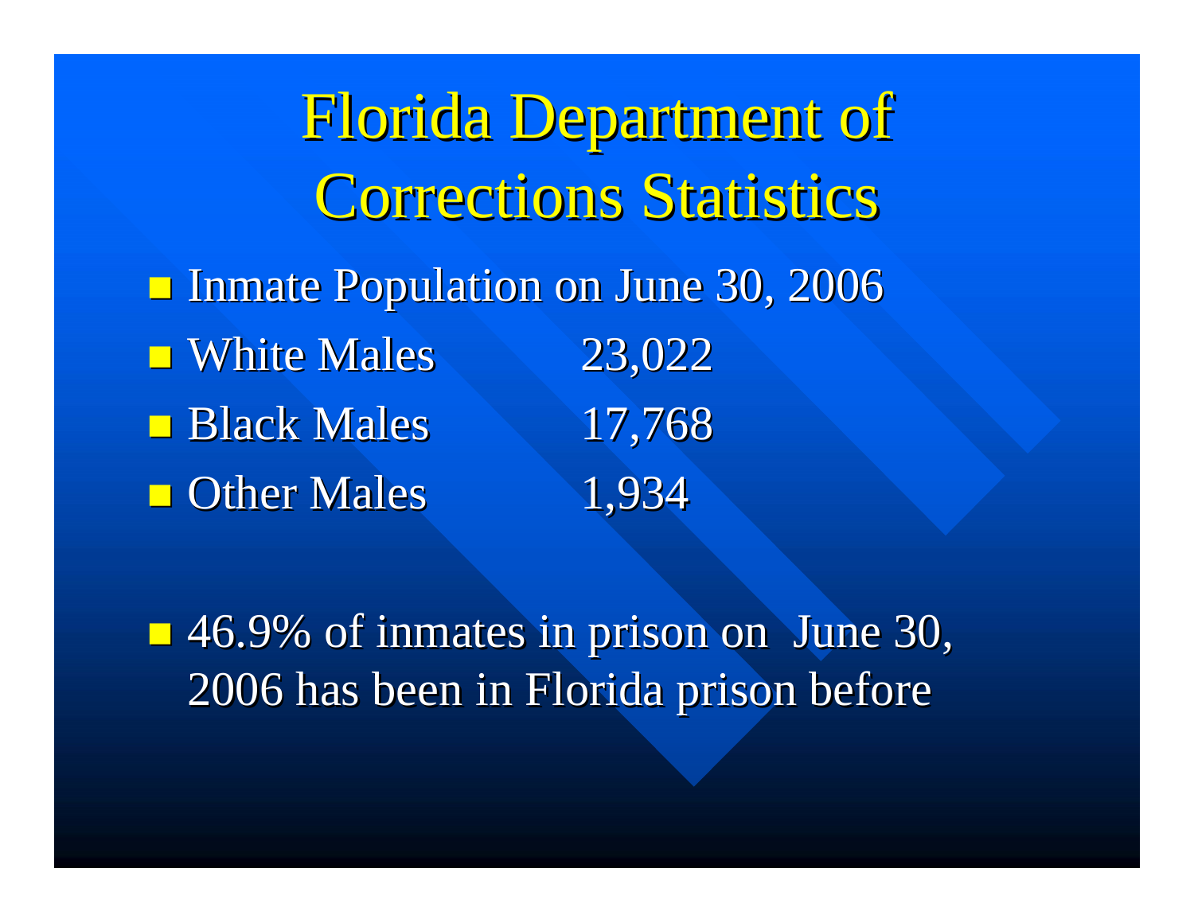# Florida Department of Corrections Statistics

- Inmate Population on June 30, 2006
- White Males 23,022
- Black Males 17,768
- Other Males 1,934

- 46.9% of inmates in prison on June 30, 2006 has been in Florida prison before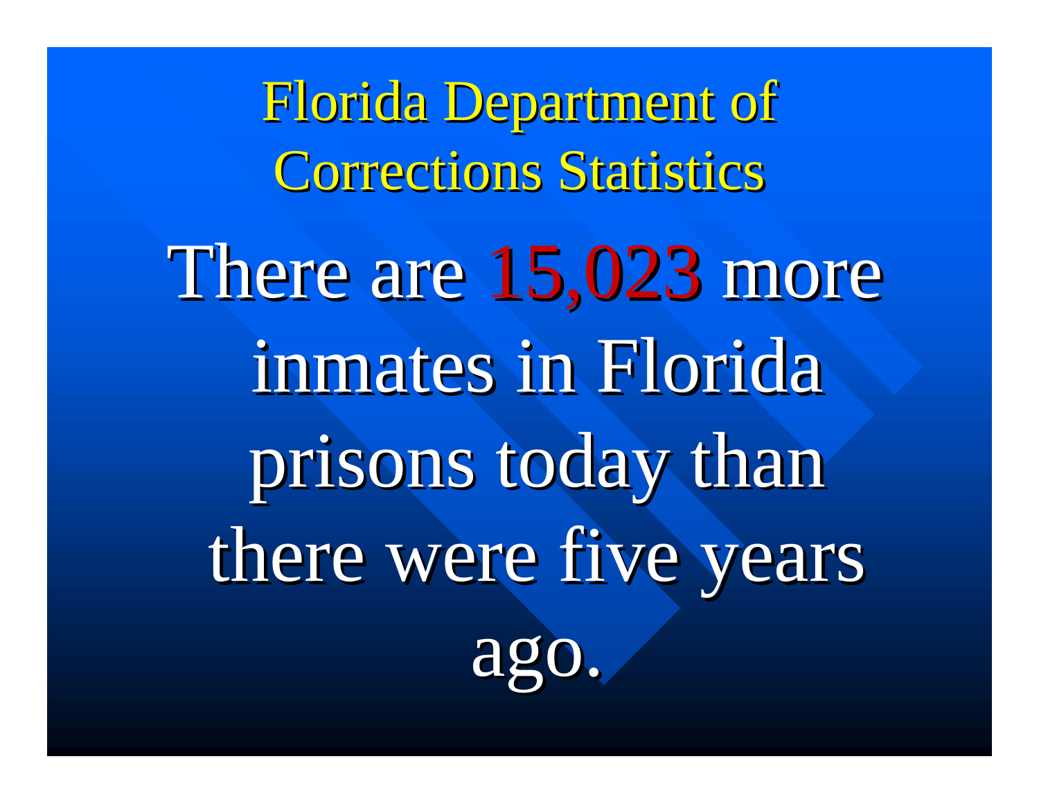# Florida Department of Corrections Statistics

There are **15,023** more inmates in Florida prisons today than there were five years ago.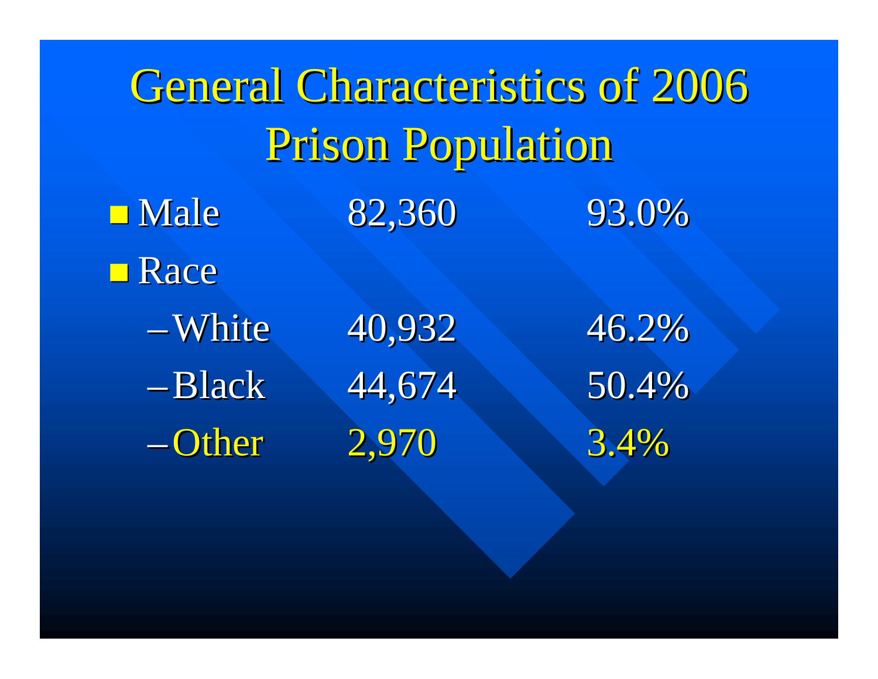# General Characteristics of 2006 Prison Population

- Male 82,360 93.0%
- Race
  - White 40,932 46.2%
  - Black 44,674 50.4%
  - Other 2,970 3.4%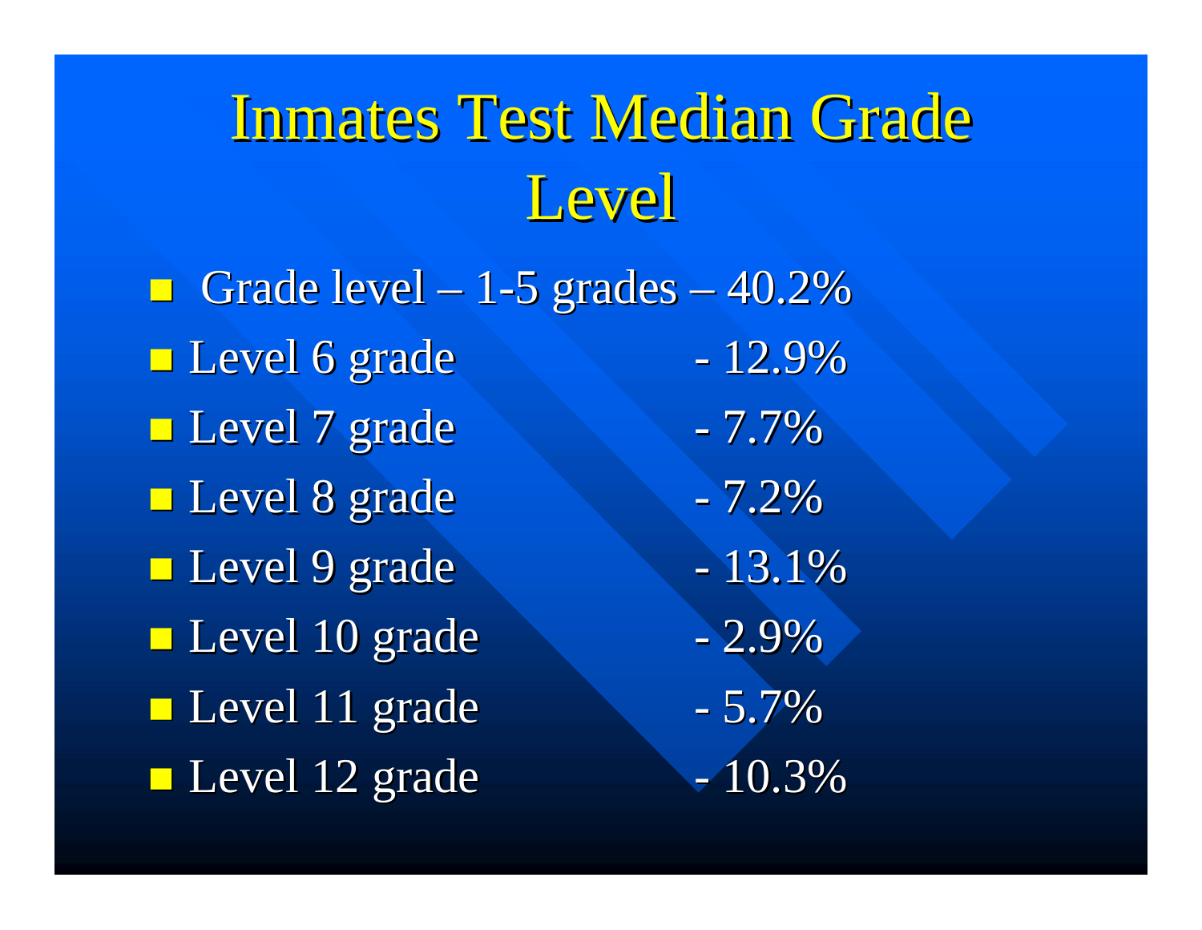# Inmates Test Median Grade Level

- Grade level – 1-5 grades – 40.2%
- Level 6 grade - 12.9%
- Level 7 grade - 7.7%
- Level 8 grade - 7.2%
- Level 9 grade - 13.1%
- Level 10 grade - 2.9%
- Level 11 grade - 5.7%
- Level 12 grade - 10.3%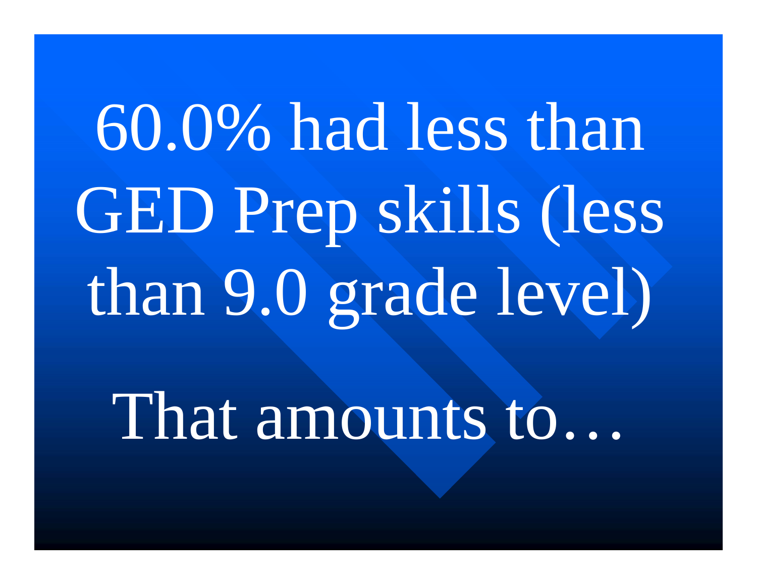60.0% had less than GED Prep skills (less than 9.0 grade level)

That amounts to…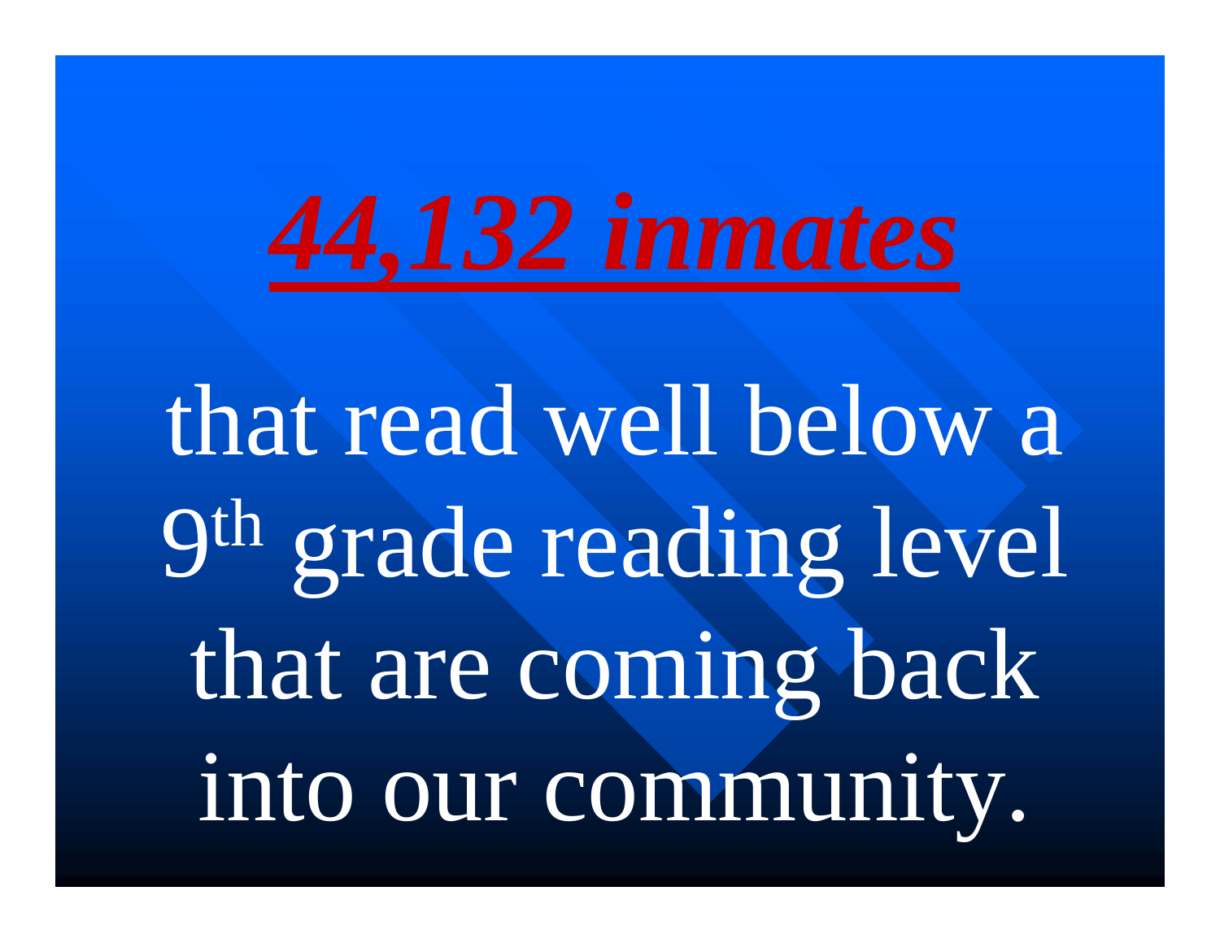# ***44,132 inmates***

that read well below a 9th grade reading level that are coming back into our community.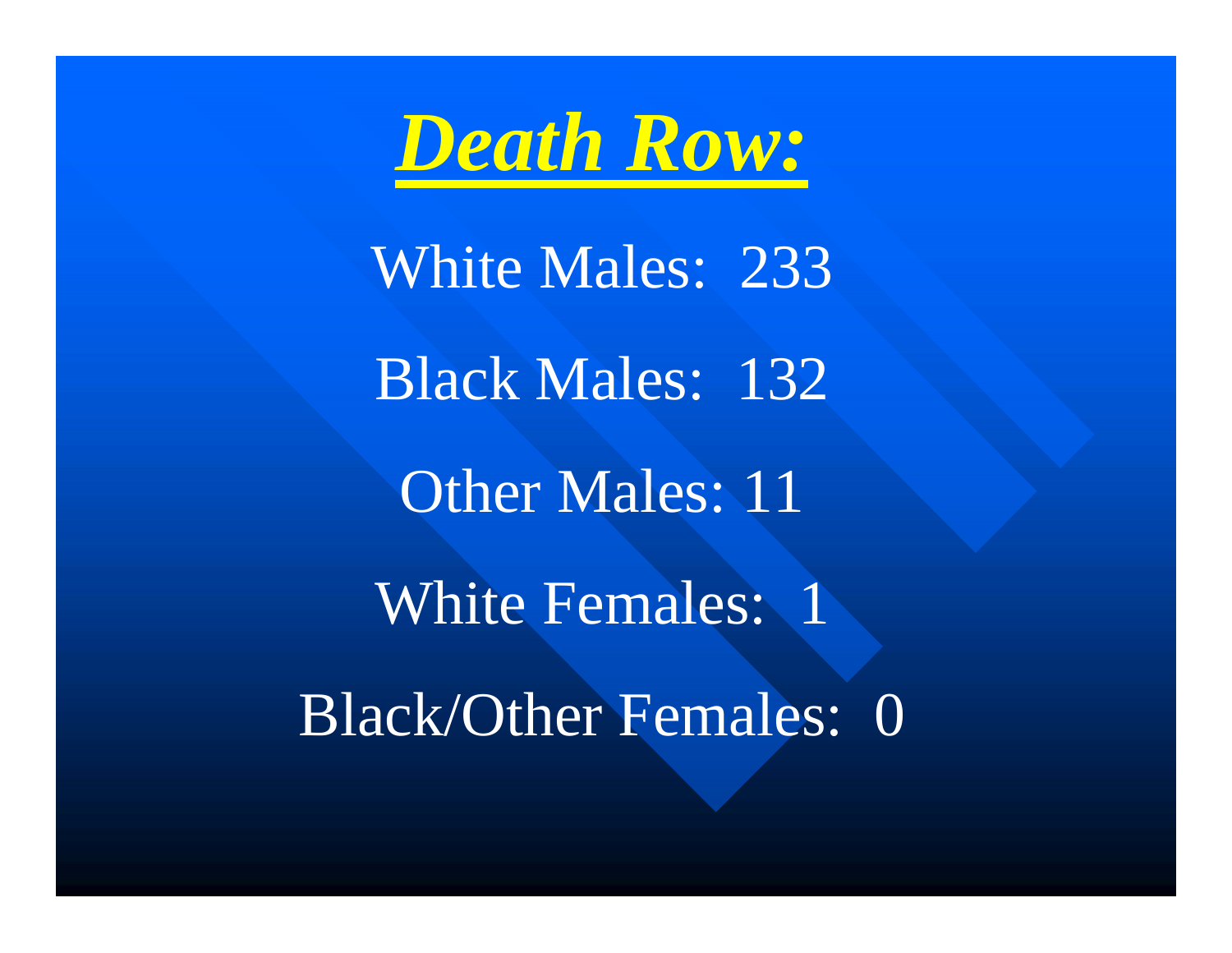# ***Death Row:***

White Males: 233

Black Males: 132

Other Males: 11

White Females: 1

Black/Other Females: 0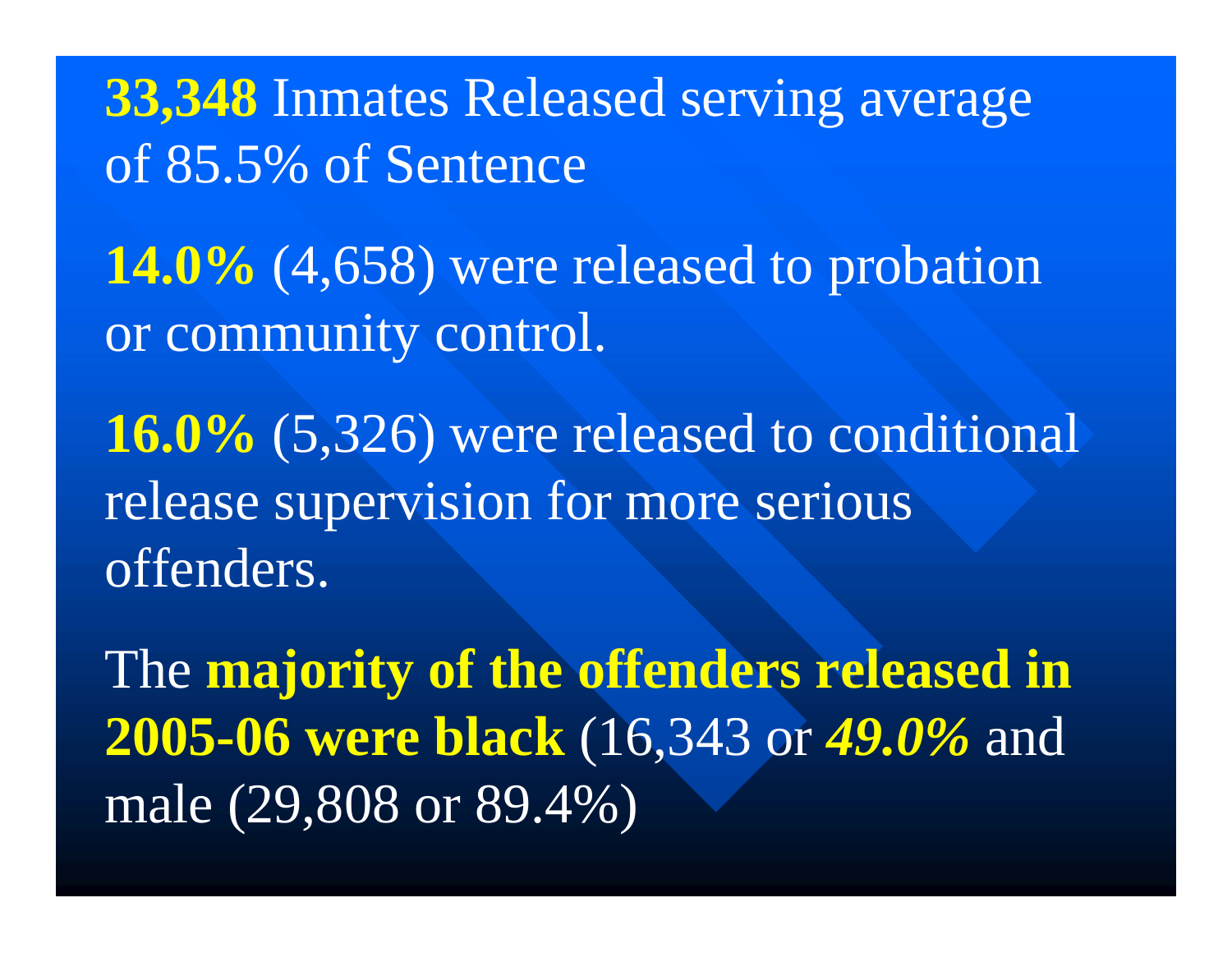**33,348** Inmates Released serving average of 85.5% of Sentence

**14.0%** (4,658) were released to probation or community control.

**16.0%** (5,326) were released to conditional release supervision for more serious offenders.

The **majority of the offenders released in 2005-06 were black** (16,343 or ***49.0%*** and male (29,808 or 89.4%)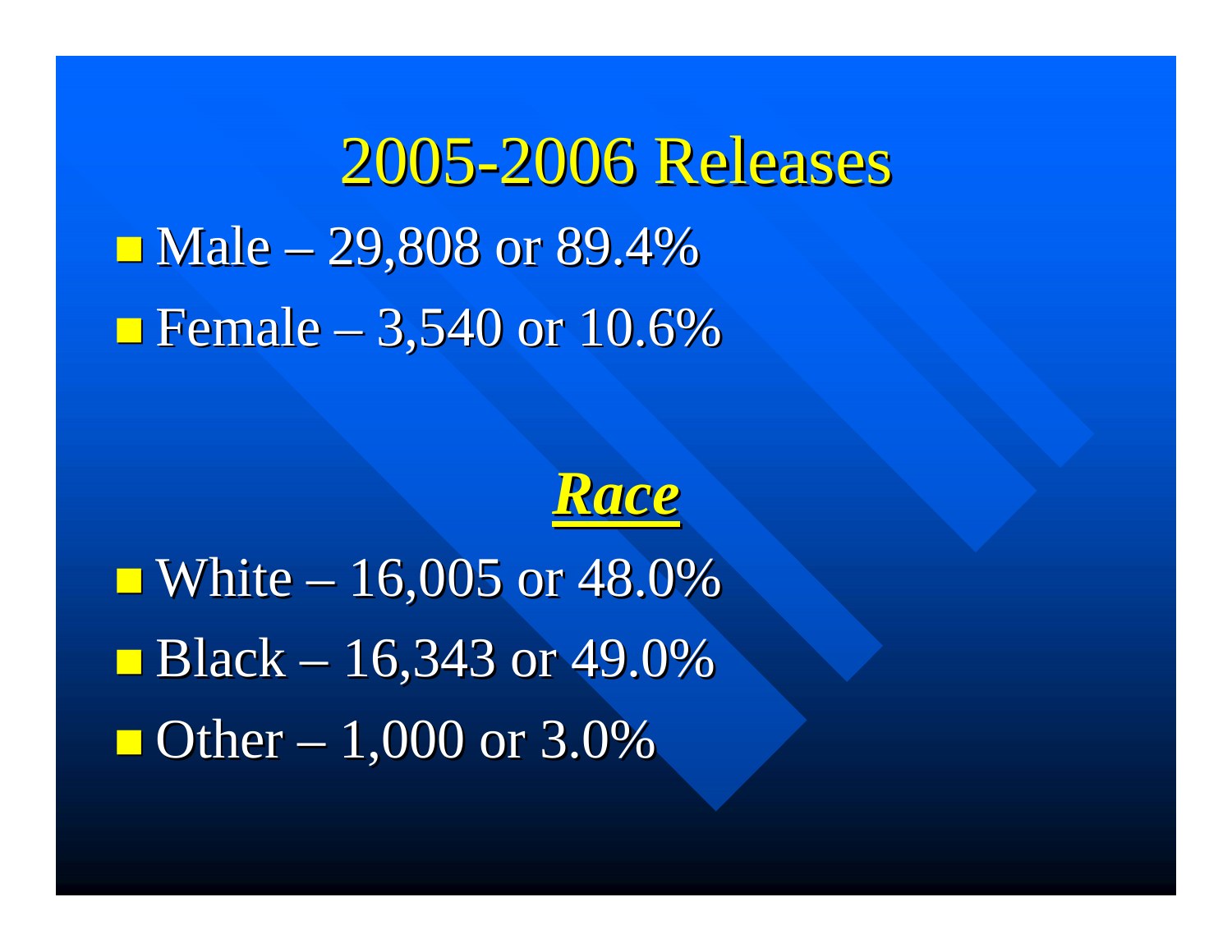# 2005-2006 Releases

- Male – 29,808 or 89.4%
- Female – 3,540 or 10.6%

## ***Race***

- White – 16,005 or 48.0%
- Black – 16,343 or 49.0%
- Other – 1,000 or 3.0%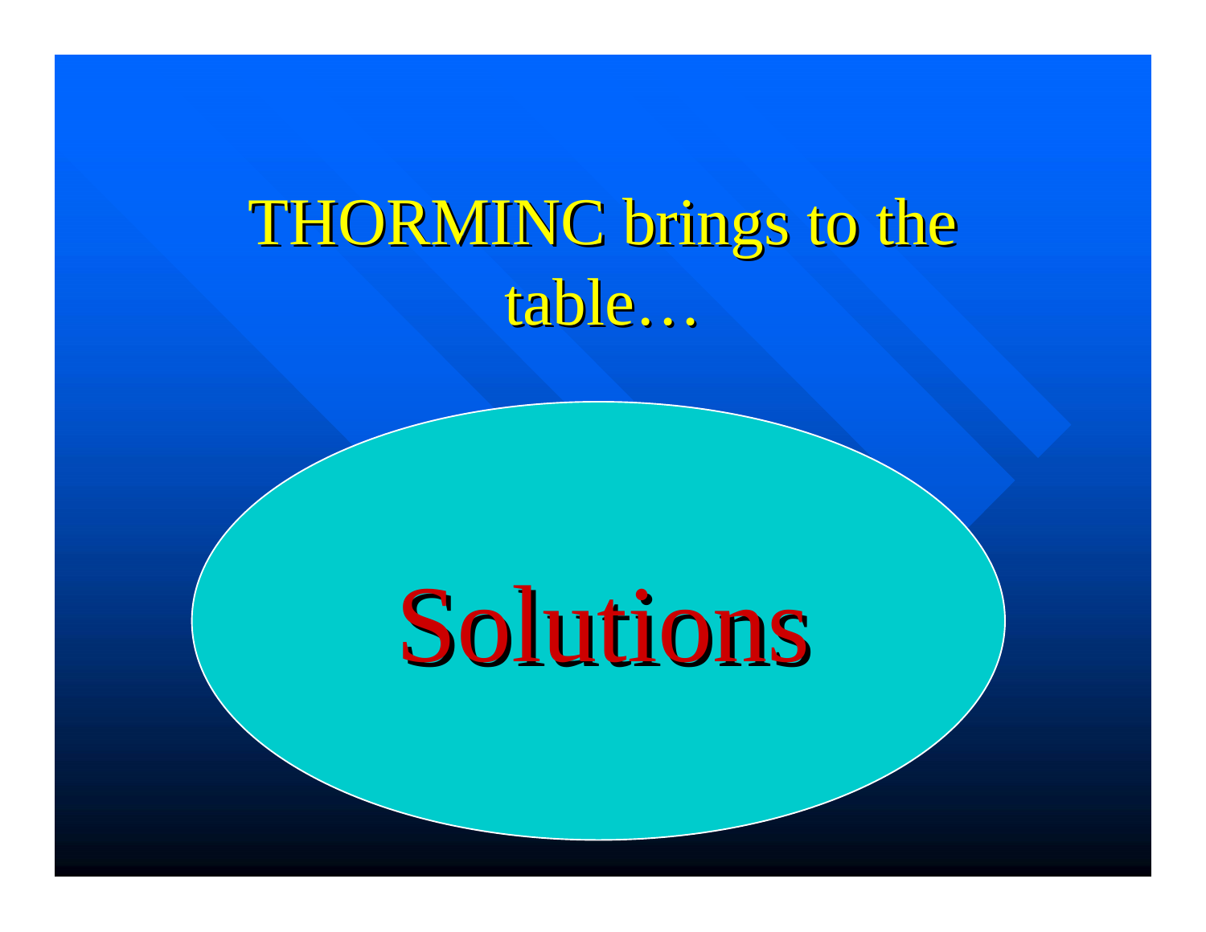# THORMINC brings to the table…

Solutions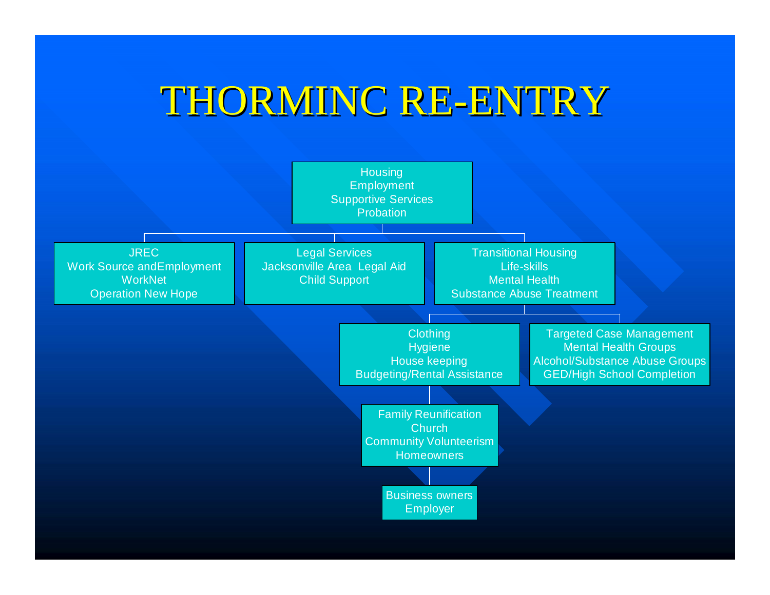# THORMINC RE-ENTRY

- Housing
  Employment
  Supportive Services
  Probation
  - JREC
    Work Source andEmployment
    WorkNet
    Operation New Hope
  - Legal Services
    Jacksonville Area  Legal Aid
    Child Support
  - Transitional Housing
    Life-skills
    Mental Health
    Substance Abuse Treatment
    - Clothing
      Hygiene
      House keeping
      Budgeting/Rental Assistance
      - Family Reunification
        Church
        Community Volunteerism
        Homeowners
        - Business owners
          Employer
    - Targeted Case Management
      Mental Health Groups
      Alcohol/Substance Abuse Groups
      GED/High School Completion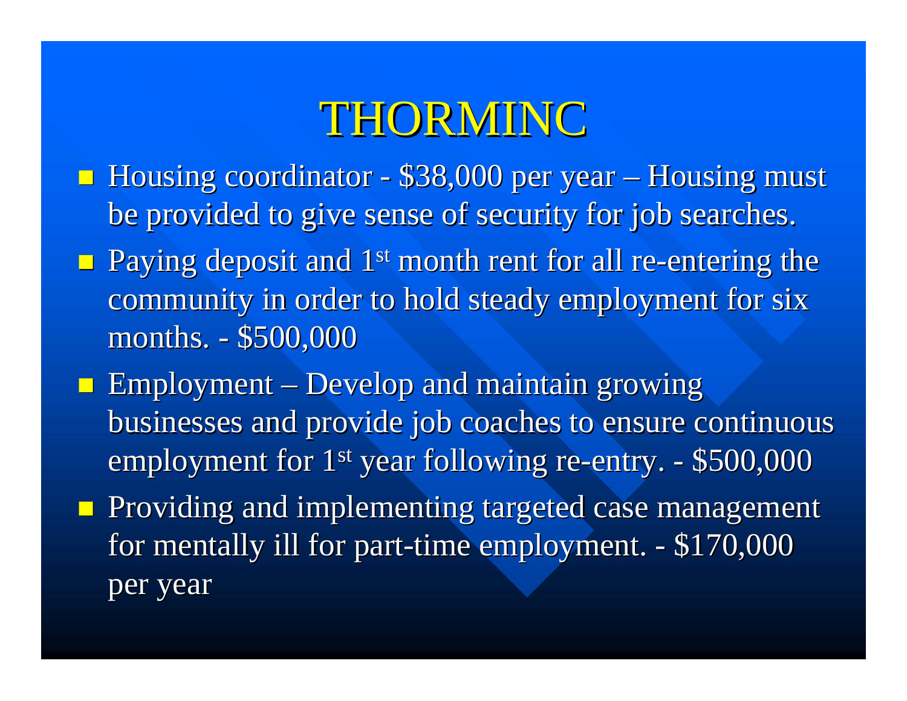# THORMINC

- Housing coordinator - $38,000 per year – Housing must be provided to give sense of security for job searches.
- Paying deposit and 1st month rent for all re-entering the community in order to hold steady employment for six months. - $500,000
- Employment – Develop and maintain growing businesses and provide job coaches to ensure continuous employment for 1st year following re-entry. - $500,000
- Providing and implementing targeted case management for mentally ill for part-time employment. - $170,000 per year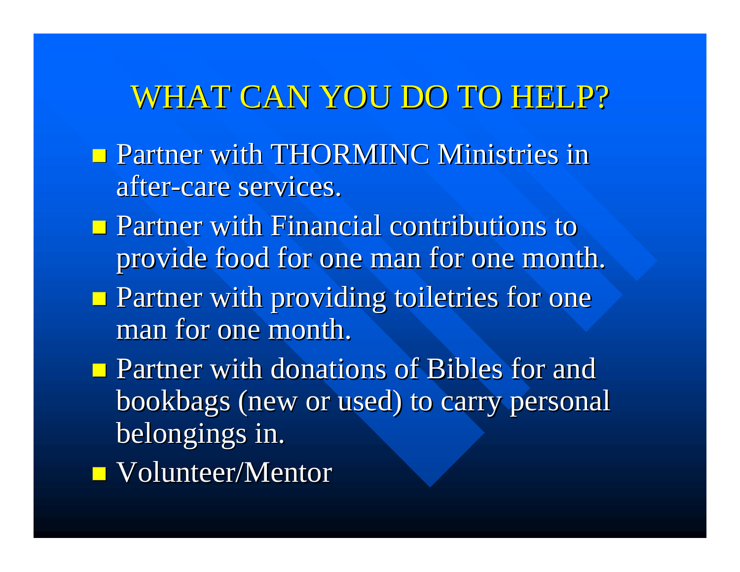# WHAT CAN YOU DO TO HELP?

- Partner with THORMINC Ministries in after-care services.
- Partner with Financial contributions to provide food for one man for one month.
- Partner with providing toiletries for one man for one month.
- Partner with donations of Bibles for and bookbags (new or used) to carry personal belongings in.
- Volunteer/Mentor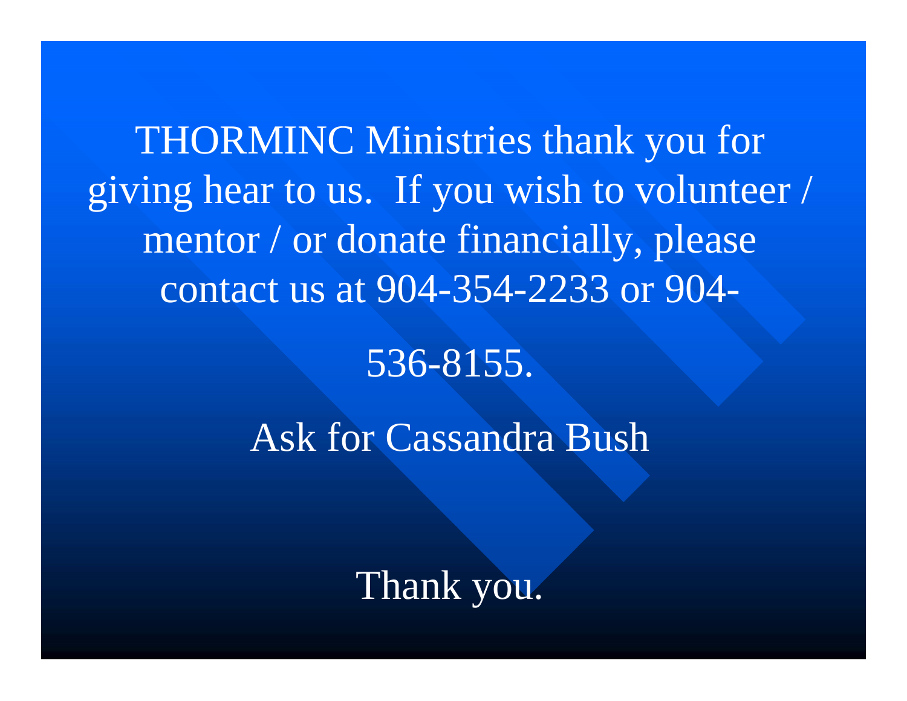THORMINC Ministries thank you for giving hear to us. If you wish to volunteer / mentor / or donate financially, please contact us at 904-354-2233 or 904-

536-8155.

Ask for Cassandra Bush

Thank you.